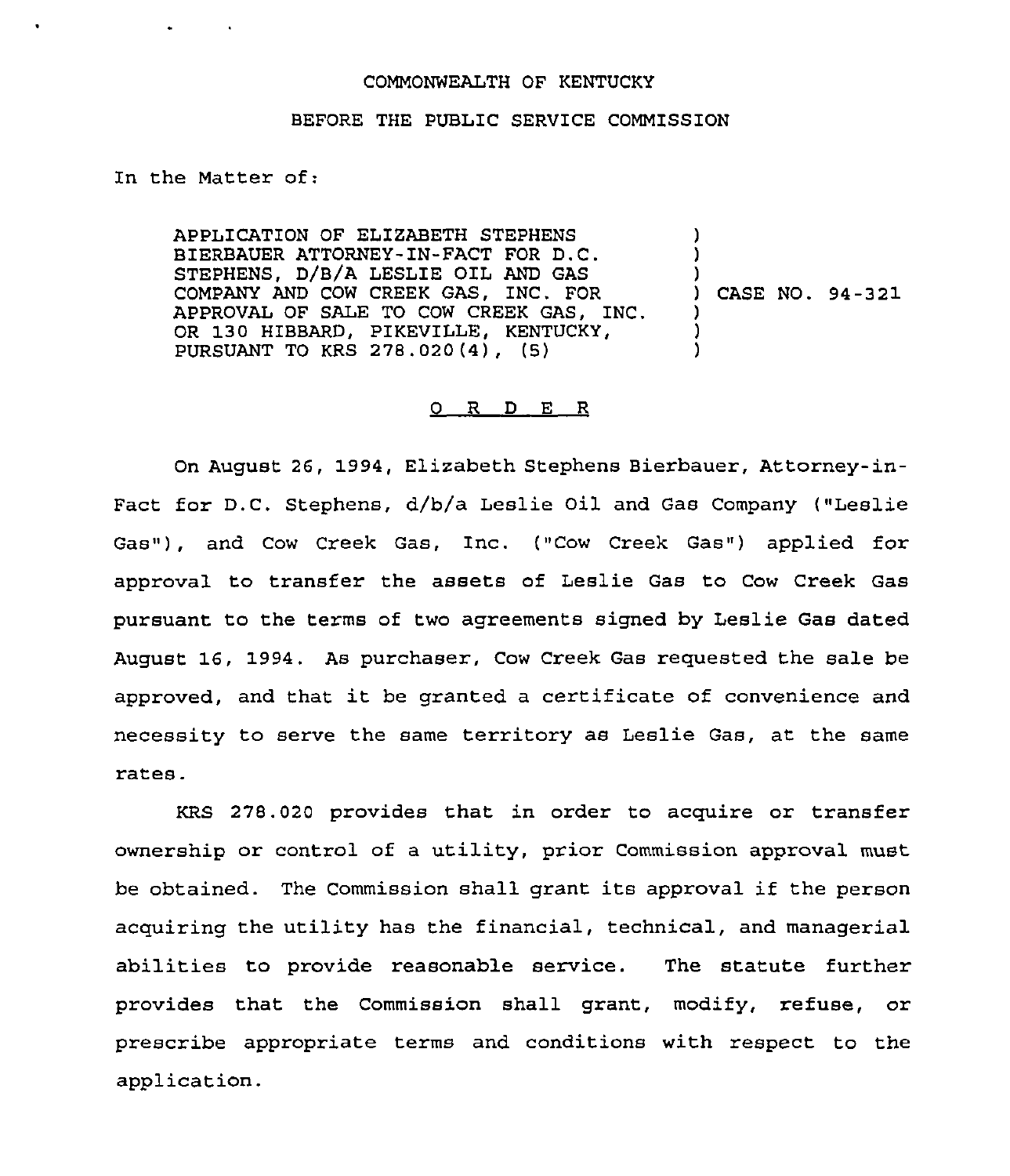COMMONWEALTH OF KENTUCKY

BEFORE THE PUBLIC SERVICE COMMISSION

In the Matter of:

| | | |
|---|---|---|
| APPLICATION OF ELIZABETH STEPHENS BIERBAUER ATTORNEY-IN-FACT FOR D.C. STEPHENS, D/B/A LESLIE OIL AND GAS COMPANY AND COW CREEK GAS, INC. FOR APPROVAL OF SALE TO COW CREEK GAS, INC. OR 130 HIBBARD, PIKEVILLE, KENTUCKY, PURSUANT TO KRS 278.020(4), (5) | ) | CASE NO. 94-321 |

O R D E R

On August 26, 1994, Elizabeth Stephens Bierbauer, Attorney-in-Fact for D.C. Stephens, d/b/a Leslie Oil and Gas Company ("Leslie Gas"), and Cow Creek Gas, Inc. ("Cow Creek Gas") applied for approval to transfer the assets of Leslie Gas to Cow Creek Gas pursuant to the terms of two agreements signed by Leslie Gas dated August 16, 1994. As purchaser, Cow Creek Gas requested the sale be approved, and that it be granted a certificate of convenience and necessity to serve the same territory as Leslie Gas, at the same rates.

KRS 278.020 provides that in order to acquire or transfer ownership or control of a utility, prior Commission approval must be obtained. The Commission shall grant its approval if the person acquiring the utility has the financial, technical, and managerial abilities to provide reasonable service. The statute further provides that the Commission shall grant, modify, refuse, or prescribe appropriate terms and conditions with respect to the application.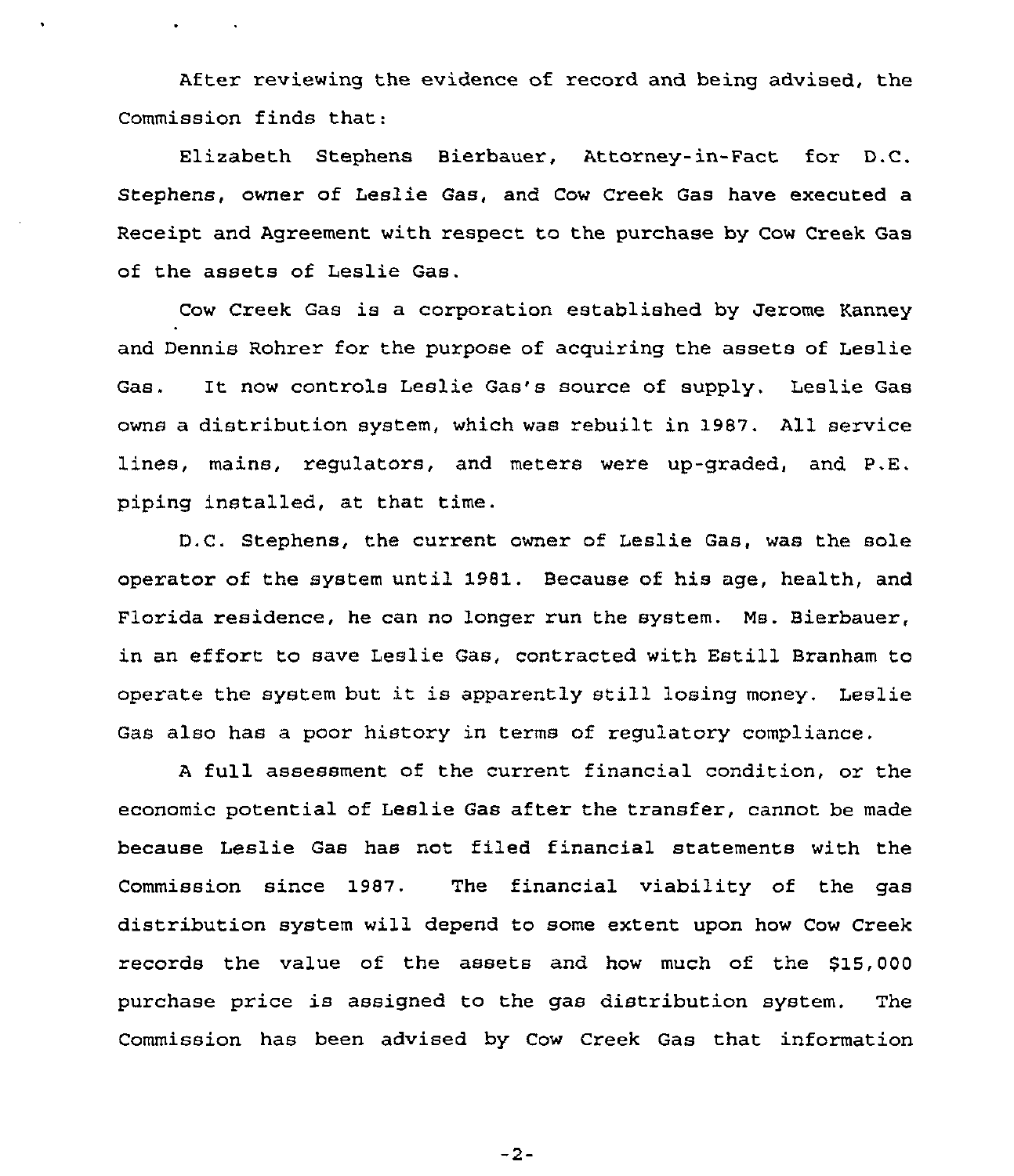After reviewing the evidence of record and being advised, the Commission finds that:

Elizabeth Stephens Bierbauer, Attorney-in-Fact for D.C. Stephens, owner of Leslie Gas, and Cow Creek Gas have executed a Receipt and Agreement with respect to the purchase by Cow Creek Gas of the assets of Leslie Gas.

Cow Creek Gas is a corporation established by Jerome Kanney and Dennis Rohrer for the purpose of acquiring the assets of Leslie Gas. It now controls Leslie Gas's source of supply. Leslie Gas owns a distribution system, which was rebuilt in 1987. All service lines, mains, regulators, and meters were up-graded, and P.E. piping installed, at that time.

D.C. Stephens, the current owner of Leslie Gas, was the sole operator of the system until 1981. Because of his age, health, and Florida residence, he can no longer run the system. Ms. Bierbauer, in an effort to save Leslie Gas, contracted with Estill Branham to operate the system but it is apparently still losing money. Leslie Gas also has a poor history in terms of regulatory compliance.

A full assessment of the current financial condition, or the economic potential of Leslie Gas after the transfer, cannot be made because Leslie Gas has not filed financial statements with the Commission since 1987. The financial viability of the gas distribution system will depend to some extent upon how Cow Creek records the value of the assets and how much of the $15,000 purchase price is assigned to the gas distribution system. The Commission has been advised by Cow Creek Gas that information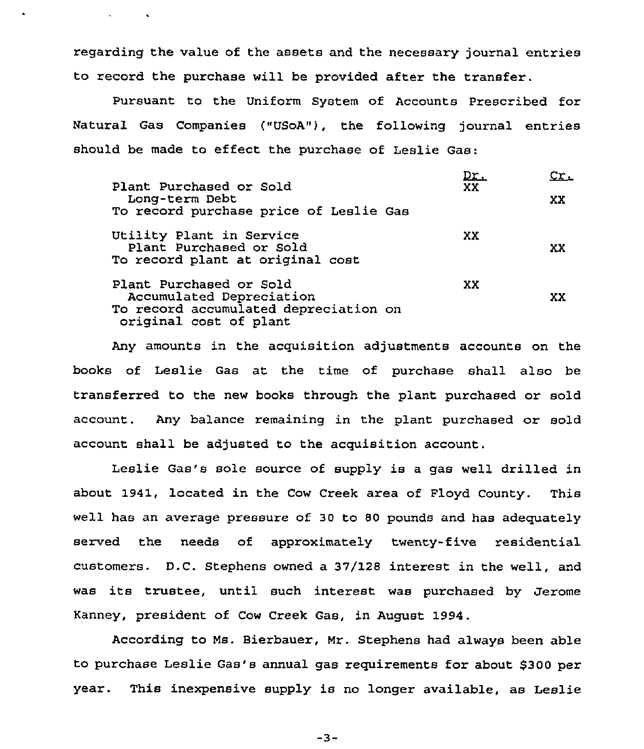regarding the value of the assets and the necessary journal entries to record the purchase will be provided after the transfer.

Pursuant to the Uniform System of Accounts Prescribed for Natural Gas Companies ("USoA"), the following journal entries should be made to effect the purchase of Leslie Gas:

| | Dr. | Cr. |
|---|---|---|
| Plant Purchased or Sold | XX | |
| Long-term Debt | | XX |
| To record purchase price of Leslie Gas | | |
| Utility Plant in Service | XX | |
| Plant Purchased or Sold | | XX |
| To record plant at original cost | | |
| Plant Purchased or Sold | XX | |
| Accumulated Depreciation | | XX |
| To record accumulated depreciation on original cost of plant | | |

Any amounts in the acquisition adjustments accounts on the books of Leslie Gas at the time of purchase shall also be transferred to the new books through the plant purchased or sold account. Any balance remaining in the plant purchased or sold account shall be adjusted to the acquisition account.

Leslie Gas's sole source of supply is a gas well drilled in about 1941, located in the Cow Creek area of Floyd County. This well has an average pressure of 30 to 80 pounds and has adequately served the needs of approximately twenty-five residential customers. D.C. Stephens owned a 37/128 interest in the well, and was its trustee, until such interest was purchased by Jerome Kanney, president of Cow Creek Gas, in August 1994.

According to Ms. Bierbauer, Mr. Stephens had always been able to purchase Leslie Gas's annual gas requirements for about $300 per year. This inexpensive supply is no longer available, as Leslie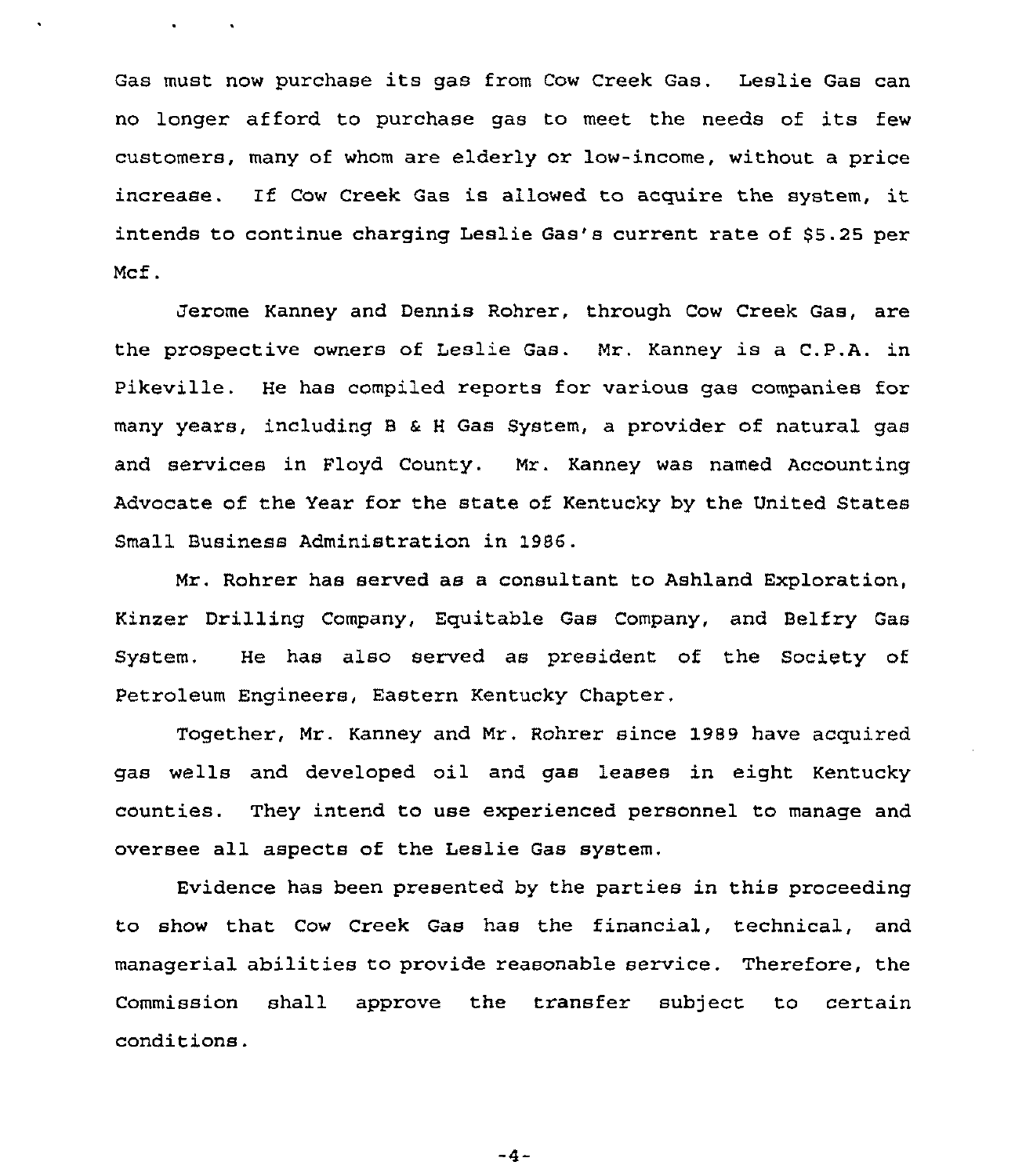Gas must now purchase its gas from Cow Creek Gas. Leslie Gas can no longer afford to purchase gas to meet the needs of its few customers, many of whom are elderly or low-income, without a price increase. If Cow Creek Gas is allowed to acquire the system, it intends to continue charging Leslie Gas's current rate of $5.25 per Mcf.

Jerome Kanney and Dennis Rohrer, through Cow Creek Gas, are the prospective owners of Leslie Gas. Mr. Kanney is a C.P.A. in Pikeville. He has compiled reports for various gas companies for many years, including B & H Gas System, a provider of natural gas and services in Floyd County. Mr. Kanney was named Accounting Advocate of the Year for the state of Kentucky by the United States Small Business Administration in 1986.

Mr. Rohrer has served as a consultant to Ashland Exploration, Kinzer Drilling Company, Equitable Gas Company, and Belfry Gas System. He has also served as president of the Society of Petroleum Engineers, Eastern Kentucky Chapter.

Together, Mr. Kanney and Mr. Rohrer since 1989 have acquired gas wells and developed oil and gas leases in eight Kentucky counties. They intend to use experienced personnel to manage and oversee all aspects of the Leslie Gas system.

Evidence has been presented by the parties in this proceeding to show that Cow Creek Gas has the financial, technical, and managerial abilities to provide reasonable service. Therefore, the Commission shall approve the transfer subject to certain conditions.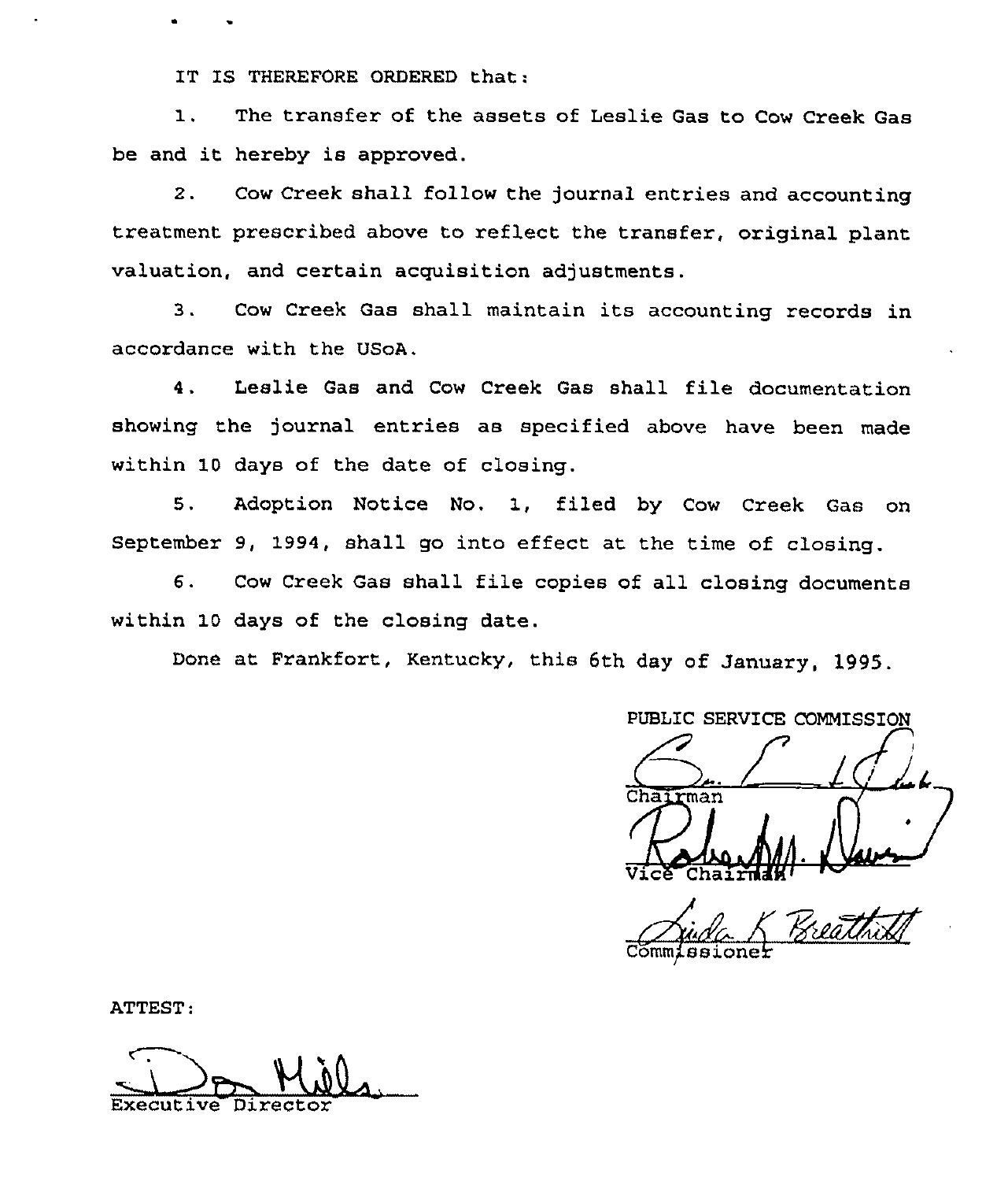IT IS THEREFORE ORDERED that:

1. The transfer of the assets of Leslie Gas to Cow Creek Gas be and it hereby is approved.

2. Cow Creek shall follow the journal entries and accounting treatment prescribed above to reflect the transfer, original plant valuation, and certain acquisition adjustments.

3. Cow Creek Gas shall maintain its accounting records in accordance with the USoA.

4. Leslie Gas and Cow Creek Gas shall file documentation showing the journal entries as specified above have been made within 10 days of the date of closing.

5. Adoption Notice No. 1, filed by Cow Creek Gas on September 9, 1994, shall go into effect at the time of closing.

6. Cow Creek Gas shall file copies of all closing documents within 10 days of the closing date.

Done at Frankfort, Kentucky, this 6th day of January, 1995.

PUBLIC SERVICE COMMISSION

Chairman

Vice Chairman

Commissioner

ATTEST:

Executive Director